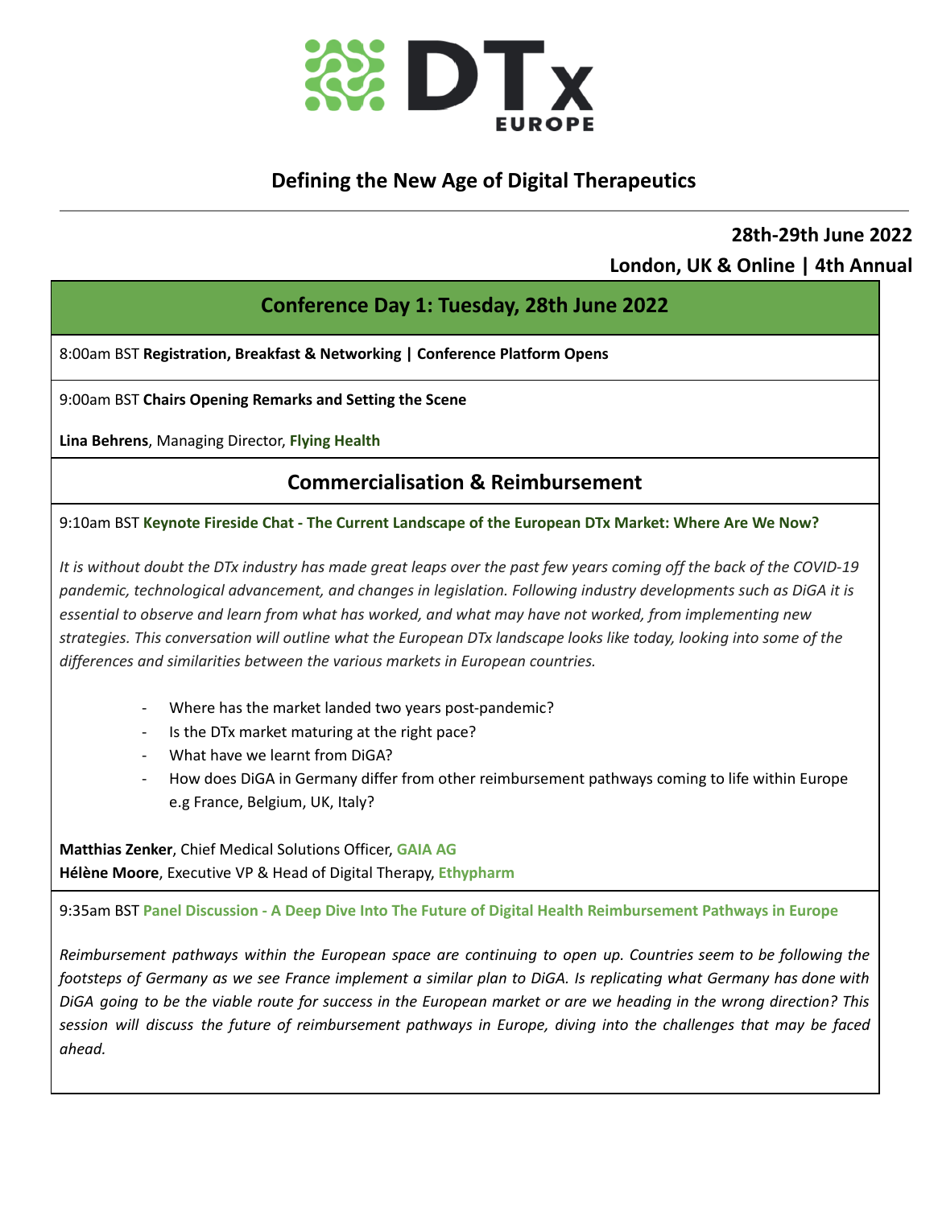# DTx EUROPE

## Defining the New Age of Digital Therapeutics

**28th-29th June 2022**

**London, UK & Online | 4th Annual**

## Conference Day 1: Tuesday, 28th June 2022

8:00am BST **Registration, Breakfast & Networking | Conference Platform Opens**

9:00am BST **Chairs Opening Remarks and Setting the Scene**

**Lina Behrens**, Managing Director, **Flying Health**

## Commercialisation & Reimbursement

9:10am BST **Keynote Fireside Chat - The Current Landscape of the European DTx Market: Where Are We Now?**

*It is without doubt the DTx industry has made great leaps over the past few years coming off the back of the COVID-19 pandemic, technological advancement, and changes in legislation. Following industry developments such as DiGA it is essential to observe and learn from what has worked, and what may have not worked, from implementing new strategies. This conversation will outline what the European DTx landscape looks like today, looking into some of the differences and similarities between the various markets in European countries.*

- Where has the market landed two years post-pandemic?
- Is the DTx market maturing at the right pace?
- What have we learnt from DiGA?
- How does DiGA in Germany differ from other reimbursement pathways coming to life within Europe e.g France, Belgium, UK, Italy?

**Matthias Zenker**, Chief Medical Solutions Officer, **GAIA AG**
**Hélène Moore**, Executive VP & Head of Digital Therapy, **Ethypharm**

9:35am BST **Panel Discussion - A Deep Dive Into The Future of Digital Health Reimbursement Pathways in Europe**

*Reimbursement pathways within the European space are continuing to open up. Countries seem to be following the footsteps of Germany as we see France implement a similar plan to DiGA. Is replicating what Germany has done with DiGA going to be the viable route for success in the European market or are we heading in the wrong direction? This session will discuss the future of reimbursement pathways in Europe, diving into the challenges that may be faced ahead.*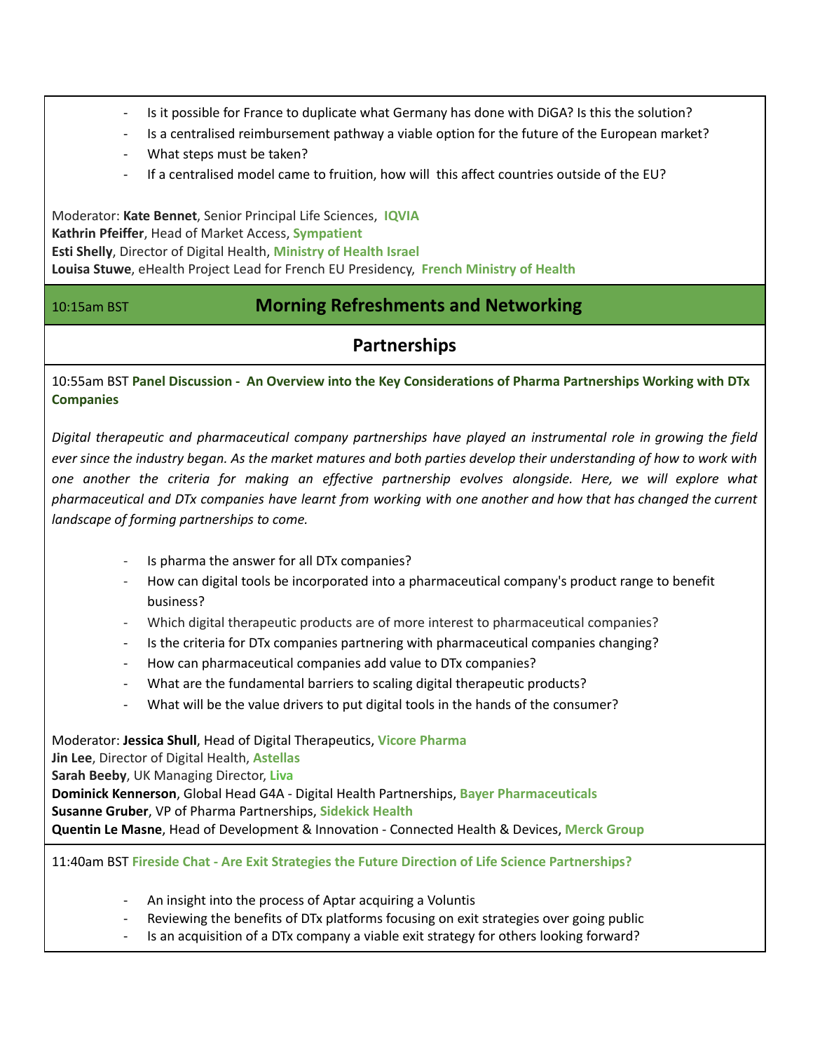- Is it possible for France to duplicate what Germany has done with DiGA? Is this the solution?
- Is a centralised reimbursement pathway a viable option for the future of the European market?
- What steps must be taken?
- If a centralised model came to fruition, how will this affect countries outside of the EU?

Moderator: **Kate Bennet**, Senior Principal Life Sciences, **IQVIA**
**Kathrin Pfeiffer**, Head of Market Access, **Sympatient**
**Esti Shelly**, Director of Digital Health, **Ministry of Health Israel**
**Louisa Stuwe**, eHealth Project Lead for French EU Presidency, **French Ministry of Health**

10:15am BST **Morning Refreshments and Networking**

## Partnerships

10:55am BST **Panel Discussion - An Overview into the Key Considerations of Pharma Partnerships Working with DTx Companies**

*Digital therapeutic and pharmaceutical company partnerships have played an instrumental role in growing the field ever since the industry began. As the market matures and both parties develop their understanding of how to work with one another the criteria for making an effective partnership evolves alongside. Here, we will explore what pharmaceutical and DTx companies have learnt from working with one another and how that has changed the current landscape of forming partnerships to come.*

- Is pharma the answer for all DTx companies?
- How can digital tools be incorporated into a pharmaceutical company's product range to benefit business?
- Which digital therapeutic products are of more interest to pharmaceutical companies?
- Is the criteria for DTx companies partnering with pharmaceutical companies changing?
- How can pharmaceutical companies add value to DTx companies?
- What are the fundamental barriers to scaling digital therapeutic products?
- What will be the value drivers to put digital tools in the hands of the consumer?

Moderator: **Jessica Shull**, Head of Digital Therapeutics, **Vicore Pharma**
**Jin Lee**, Director of Digital Health, **Astellas**
**Sarah Beeby**, UK Managing Director, **Liva**
**Dominick Kennerson**, Global Head G4A - Digital Health Partnerships, **Bayer Pharmaceuticals**
**Susanne Gruber**, VP of Pharma Partnerships, **Sidekick Health**
**Quentin Le Masne**, Head of Development & Innovation - Connected Health & Devices, **Merck Group**

11:40am BST **Fireside Chat - Are Exit Strategies the Future Direction of Life Science Partnerships?**

- An insight into the process of Aptar acquiring a Voluntis
- Reviewing the benefits of DTx platforms focusing on exit strategies over going public
- Is an acquisition of a DTx company a viable exit strategy for others looking forward?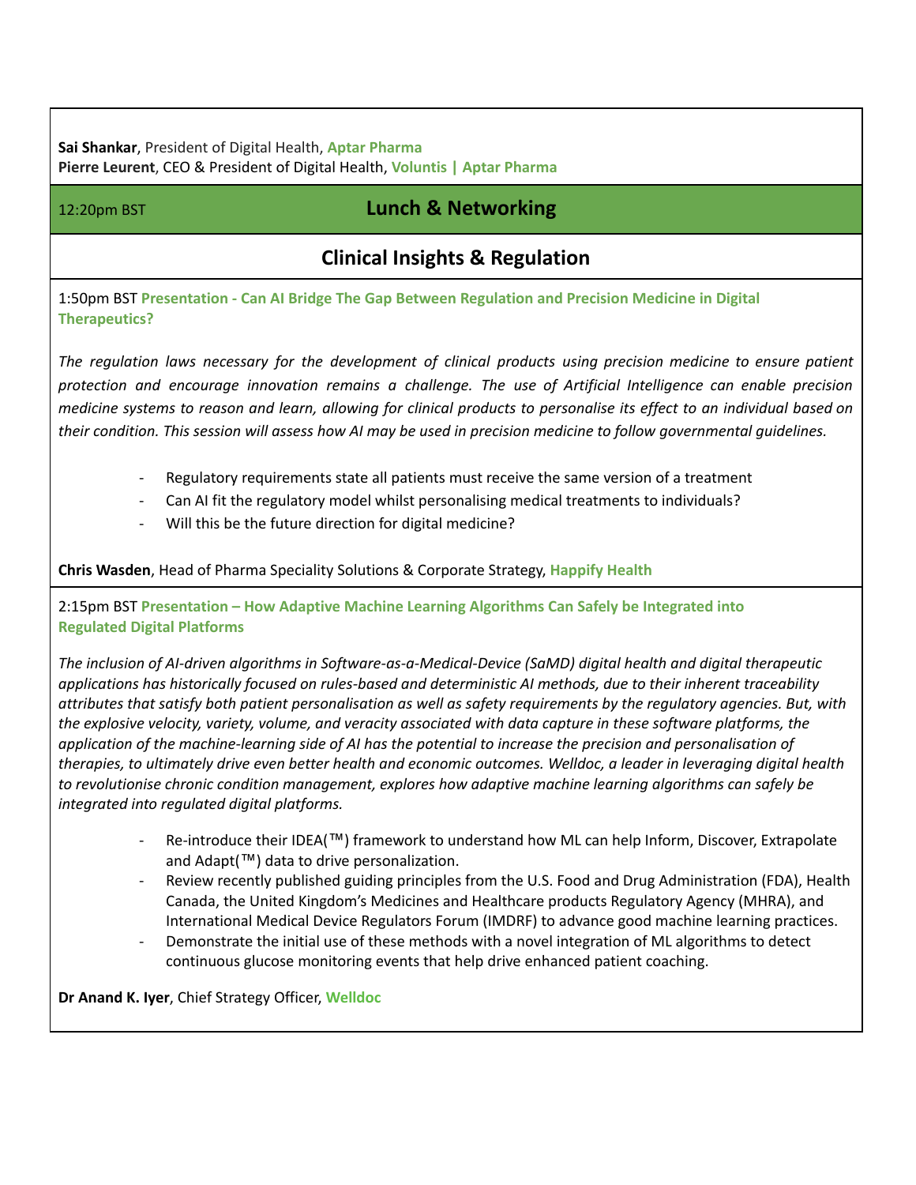**Sai Shankar**, President of Digital Health, **Aptar Pharma**
**Pierre Leurent**, CEO & President of Digital Health, **Voluntis | Aptar Pharma**

12:20pm BST **Lunch & Networking**

## Clinical Insights & Regulation

1:50pm BST **Presentation - Can AI Bridge The Gap Between Regulation and Precision Medicine in Digital Therapeutics?**

*The regulation laws necessary for the development of clinical products using precision medicine to ensure patient protection and encourage innovation remains a challenge. The use of Artificial Intelligence can enable precision medicine systems to reason and learn, allowing for clinical products to personalise its effect to an individual based on their condition. This session will assess how AI may be used in precision medicine to follow governmental guidelines.*

- Regulatory requirements state all patients must receive the same version of a treatment
- Can AI fit the regulatory model whilst personalising medical treatments to individuals?
- Will this be the future direction for digital medicine?

**Chris Wasden**, Head of Pharma Speciality Solutions & Corporate Strategy, **Happify Health**

2:15pm BST **Presentation – How Adaptive Machine Learning Algorithms Can Safely be Integrated into Regulated Digital Platforms**

*The inclusion of AI-driven algorithms in Software-as-a-Medical-Device (SaMD) digital health and digital therapeutic applications has historically focused on rules-based and deterministic AI methods, due to their inherent traceability attributes that satisfy both patient personalisation as well as safety requirements by the regulatory agencies. But, with the explosive velocity, variety, volume, and veracity associated with data capture in these software platforms, the application of the machine-learning side of AI has the potential to increase the precision and personalisation of therapies, to ultimately drive even better health and economic outcomes. Welldoc, a leader in leveraging digital health to revolutionise chronic condition management, explores how adaptive machine learning algorithms can safely be integrated into regulated digital platforms.*

- Re-introduce their IDEA(™) framework to understand how ML can help Inform, Discover, Extrapolate and Adapt(™) data to drive personalization.
- Review recently published guiding principles from the U.S. Food and Drug Administration (FDA), Health Canada, the United Kingdom's Medicines and Healthcare products Regulatory Agency (MHRA), and International Medical Device Regulators Forum (IMDRF) to advance good machine learning practices.
- Demonstrate the initial use of these methods with a novel integration of ML algorithms to detect continuous glucose monitoring events that help drive enhanced patient coaching.

**Dr Anand K. Iyer**, Chief Strategy Officer, **Welldoc**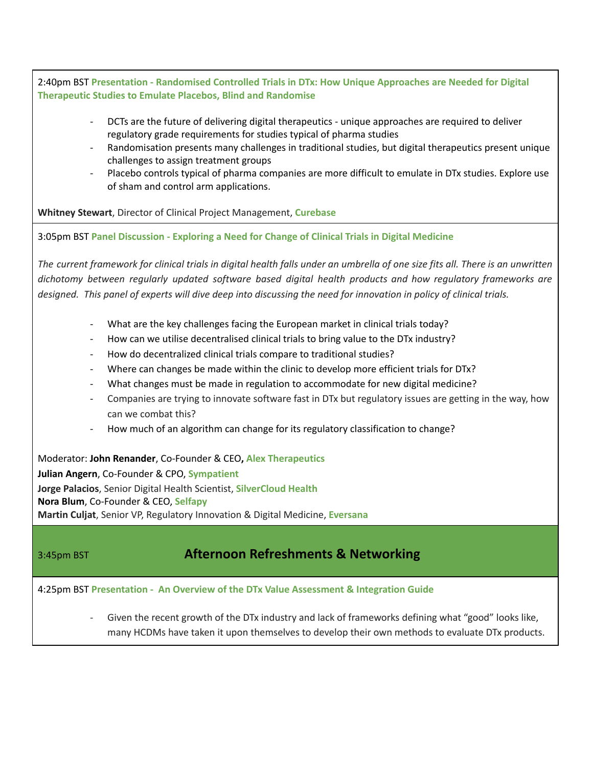2:40pm BST **Presentation - Randomised Controlled Trials in DTx: How Unique Approaches are Needed for Digital Therapeutic Studies to Emulate Placebos, Blind and Randomise**

- DCTs are the future of delivering digital therapeutics - unique approaches are required to deliver regulatory grade requirements for studies typical of pharma studies
- Randomisation presents many challenges in traditional studies, but digital therapeutics present unique challenges to assign treatment groups
- Placebo controls typical of pharma companies are more difficult to emulate in DTx studies. Explore use of sham and control arm applications.

**Whitney Stewart**, Director of Clinical Project Management, **Curebase**

3:05pm BST **Panel Discussion - Exploring a Need for Change of Clinical Trials in Digital Medicine**

*The current framework for clinical trials in digital health falls under an umbrella of one size fits all. There is an unwritten dichotomy between regularly updated software based digital health products and how regulatory frameworks are designed. This panel of experts will dive deep into discussing the need for innovation in policy of clinical trials.*

- What are the key challenges facing the European market in clinical trials today?
- How can we utilise decentralised clinical trials to bring value to the DTx industry?
- How do decentralized clinical trials compare to traditional studies?
- Where can changes be made within the clinic to develop more efficient trials for DTx?
- What changes must be made in regulation to accommodate for new digital medicine?
- Companies are trying to innovate software fast in DTx but regulatory issues are getting in the way, how can we combat this?
- How much of an algorithm can change for its regulatory classification to change?

Moderator: **John Renander**, Co-Founder & CEO**, Alex Therapeutics**
**Julian Angern**, Co-Founder & CPO, **Sympatient**
**Jorge Palacios**, Senior Digital Health Scientist, **SilverCloud Health**
**Nora Blum**, Co-Founder & CEO, **Selfapy**
**Martin Culjat**, Senior VP, Regulatory Innovation & Digital Medicine, **Eversana**

3:45pm BST **Afternoon Refreshments & Networking**

4:25pm BST **Presentation - An Overview of the DTx Value Assessment & Integration Guide**

- Given the recent growth of the DTx industry and lack of frameworks defining what “good” looks like, many HCDMs have taken it upon themselves to develop their own methods to evaluate DTx products.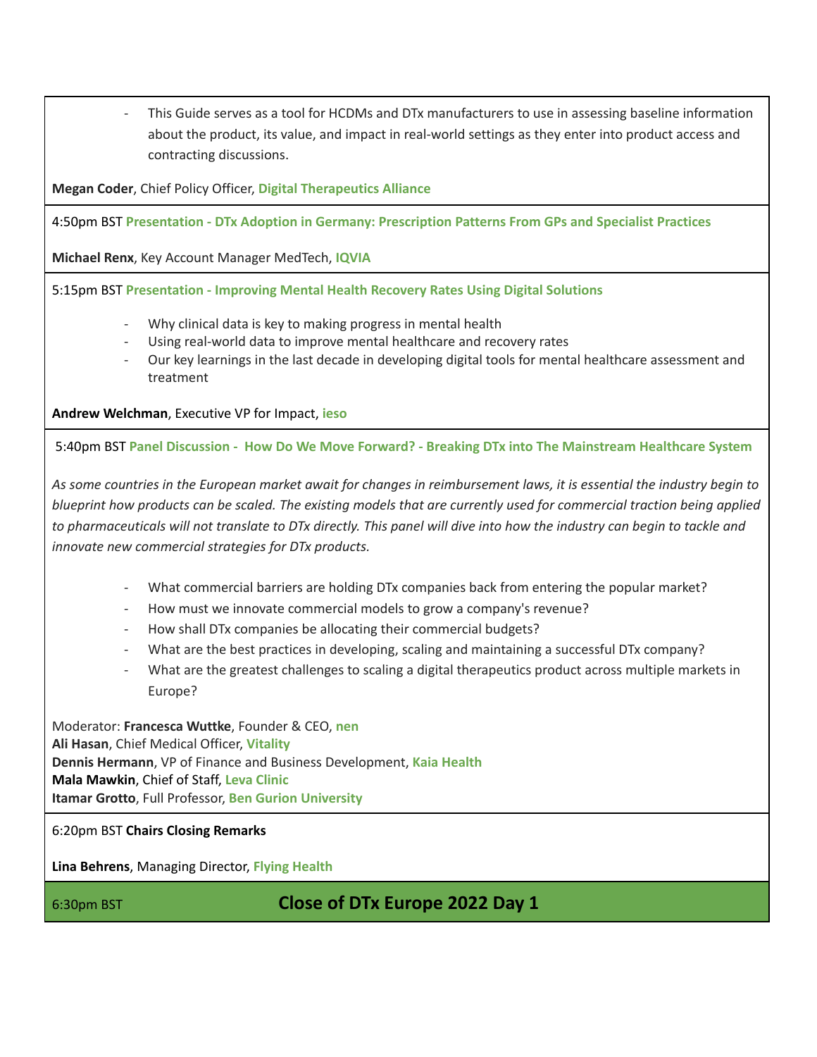- This Guide serves as a tool for HCDMs and DTx manufacturers to use in assessing baseline information about the product, its value, and impact in real-world settings as they enter into product access and contracting discussions.

**Megan Coder**, Chief Policy Officer, **Digital Therapeutics Alliance**

4:50pm BST **Presentation - DTx Adoption in Germany: Prescription Patterns From GPs and Specialist Practices**

**Michael Renx**, Key Account Manager MedTech, **IQVIA**

5:15pm BST **Presentation - Improving Mental Health Recovery Rates Using Digital Solutions**

- Why clinical data is key to making progress in mental health
- Using real-world data to improve mental healthcare and recovery rates
- Our key learnings in the last decade in developing digital tools for mental healthcare assessment and treatment

**Andrew Welchman**, Executive VP for Impact, **ieso**

5:40pm BST **Panel Discussion - How Do We Move Forward? - Breaking DTx into The Mainstream Healthcare System**

*As some countries in the European market await for changes in reimbursement laws, it is essential the industry begin to blueprint how products can be scaled. The existing models that are currently used for commercial traction being applied to pharmaceuticals will not translate to DTx directly. This panel will dive into how the industry can begin to tackle and innovate new commercial strategies for DTx products.*

- What commercial barriers are holding DTx companies back from entering the popular market?
- How must we innovate commercial models to grow a company's revenue?
- How shall DTx companies be allocating their commercial budgets?
- What are the best practices in developing, scaling and maintaining a successful DTx company?
- What are the greatest challenges to scaling a digital therapeutics product across multiple markets in Europe?

Moderator: **Francesca Wuttke**, Founder & CEO, **nen**
**Ali Hasan**, Chief Medical Officer, **Vitality**
**Dennis Hermann**, VP of Finance and Business Development, **Kaia Health**
**Mala Mawkin**, Chief of Staff, **Leva Clinic**
**Itamar Grotto**, Full Professor, **Ben Gurion University**

6:20pm BST **Chairs Closing Remarks**

**Lina Behrens**, Managing Director, **Flying Health**

6:30pm BST **Close of DTx Europe 2022 Day 1**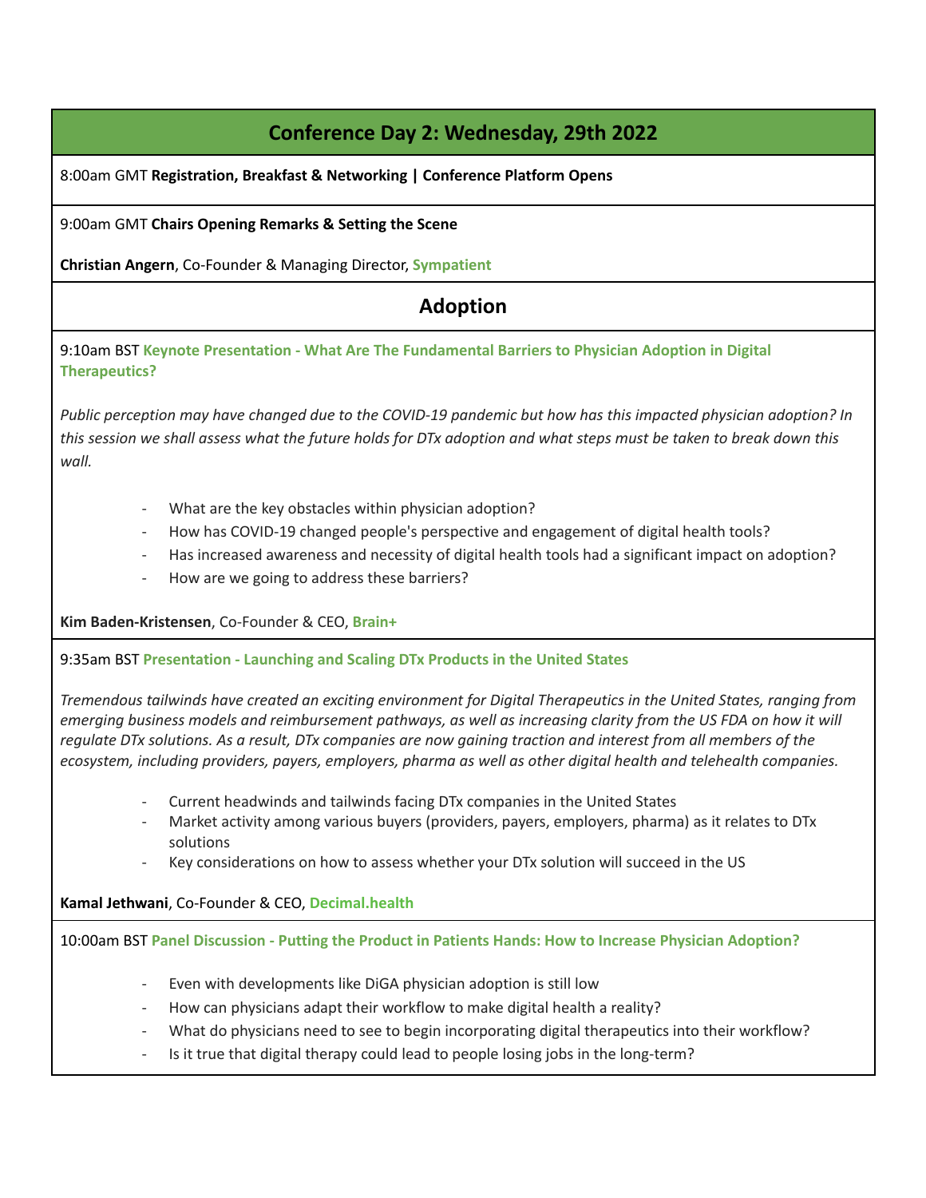## Conference Day 2: Wednesday, 29th 2022

8:00am GMT **Registration, Breakfast & Networking | Conference Platform Opens**

9:00am GMT **Chairs Opening Remarks & Setting the Scene**

**Christian Angern**, Co-Founder & Managing Director, **Sympatient**

## Adoption

9:10am BST **Keynote Presentation - What Are The Fundamental Barriers to Physician Adoption in Digital Therapeutics?**

*Public perception may have changed due to the COVID-19 pandemic but how has this impacted physician adoption? In this session we shall assess what the future holds for DTx adoption and what steps must be taken to break down this wall.*

- What are the key obstacles within physician adoption?
- How has COVID-19 changed people's perspective and engagement of digital health tools?
- Has increased awareness and necessity of digital health tools had a significant impact on adoption?
- How are we going to address these barriers?

**Kim Baden-Kristensen**, Co-Founder & CEO, **Brain+**

9:35am BST **Presentation - Launching and Scaling DTx Products in the United States**

*Tremendous tailwinds have created an exciting environment for Digital Therapeutics in the United States, ranging from emerging business models and reimbursement pathways, as well as increasing clarity from the US FDA on how it will regulate DTx solutions. As a result, DTx companies are now gaining traction and interest from all members of the ecosystem, including providers, payers, employers, pharma as well as other digital health and telehealth companies.*

- Current headwinds and tailwinds facing DTx companies in the United States
- Market activity among various buyers (providers, payers, employers, pharma) as it relates to DTx solutions
- Key considerations on how to assess whether your DTx solution will succeed in the US

**Kamal Jethwani**, Co-Founder & CEO, **Decimal.health**

10:00am BST **Panel Discussion - Putting the Product in Patients Hands: How to Increase Physician Adoption?**

- Even with developments like DiGA physician adoption is still low
- How can physicians adapt their workflow to make digital health a reality?
- What do physicians need to see to begin incorporating digital therapeutics into their workflow?
- Is it true that digital therapy could lead to people losing jobs in the long-term?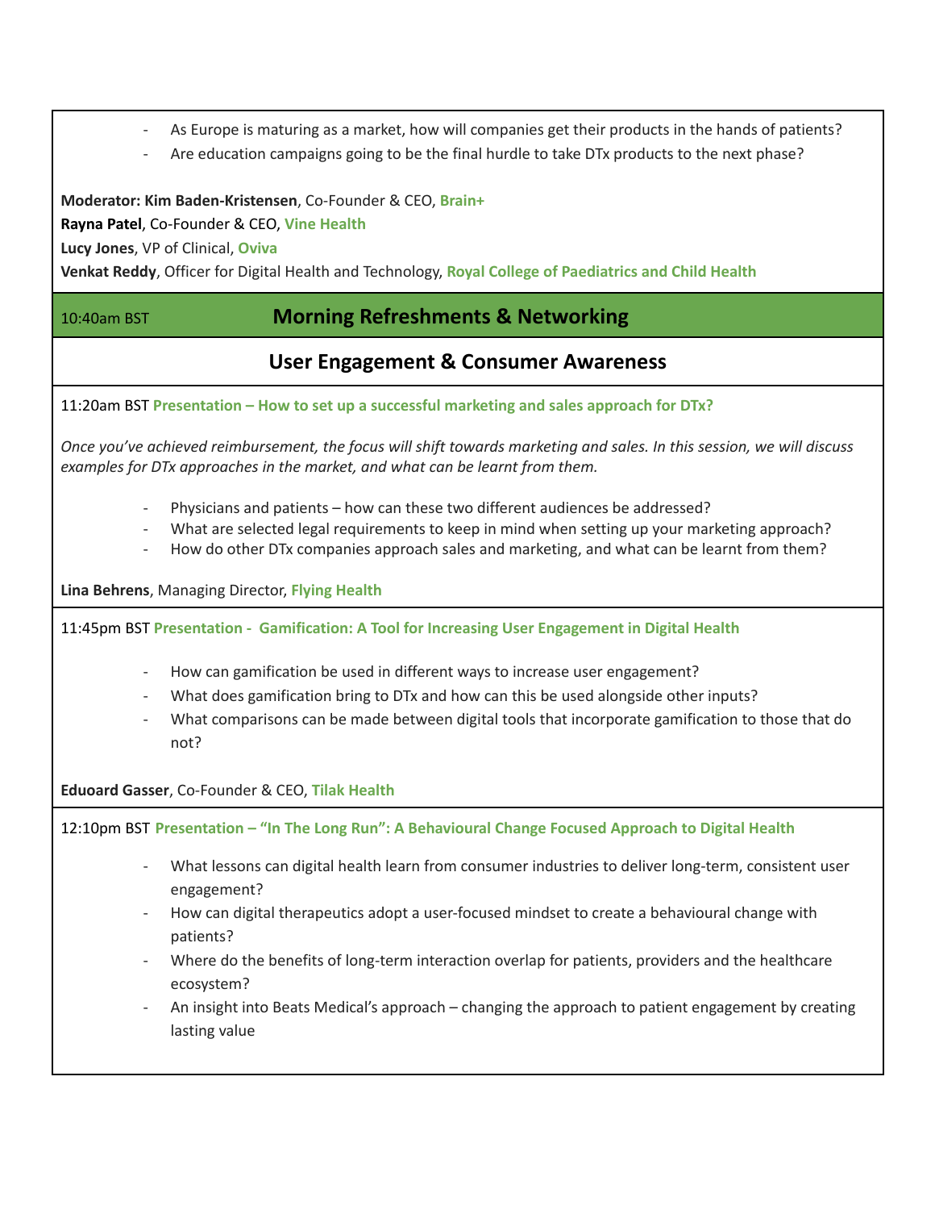- As Europe is maturing as a market, how will companies get their products in the hands of patients?
- Are education campaigns going to be the final hurdle to take DTx products to the next phase?

**Moderator: Kim Baden-Kristensen**, Co-Founder & CEO, **Brain+**
**Rayna Patel**, Co-Founder & CEO, **Vine Health**
**Lucy Jones**, VP of Clinical, **Oviva**
**Venkat Reddy**, Officer for Digital Health and Technology, **Royal College of Paediatrics and Child Health**

10:40am BST **Morning Refreshments & Networking**

## User Engagement & Consumer Awareness

11:20am BST **Presentation – How to set up a successful marketing and sales approach for DTx?**

*Once you've achieved reimbursement, the focus will shift towards marketing and sales. In this session, we will discuss examples for DTx approaches in the market, and what can be learnt from them.*

- Physicians and patients – how can these two different audiences be addressed?
- What are selected legal requirements to keep in mind when setting up your marketing approach?
- How do other DTx companies approach sales and marketing, and what can be learnt from them?

**Lina Behrens**, Managing Director, **Flying Health**

11:45pm BST **Presentation - Gamification: A Tool for Increasing User Engagement in Digital Health**

- How can gamification be used in different ways to increase user engagement?
- What does gamification bring to DTx and how can this be used alongside other inputs?
- What comparisons can be made between digital tools that incorporate gamification to those that do not?

**Eduoard Gasser**, Co-Founder & CEO, **Tilak Health**

12:10pm BST **Presentation – "In The Long Run": A Behavioural Change Focused Approach to Digital Health**

- What lessons can digital health learn from consumer industries to deliver long-term, consistent user engagement?
- How can digital therapeutics adopt a user-focused mindset to create a behavioural change with patients?
- Where do the benefits of long-term interaction overlap for patients, providers and the healthcare ecosystem?
- An insight into Beats Medical's approach – changing the approach to patient engagement by creating lasting value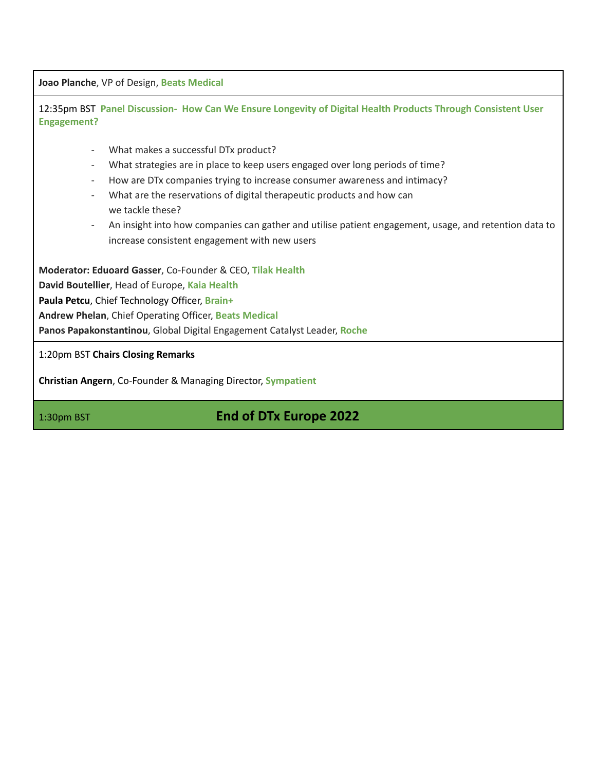**Joao Planche**, VP of Design, **Beats Medical**

12:35pm BST **Panel Discussion- How Can We Ensure Longevity of Digital Health Products Through Consistent User Engagement?**

- What makes a successful DTx product?
- What strategies are in place to keep users engaged over long periods of time?
- How are DTx companies trying to increase consumer awareness and intimacy?
- What are the reservations of digital therapeutic products and how can we tackle these?
- An insight into how companies can gather and utilise patient engagement, usage, and retention data to increase consistent engagement with new users

**Moderator: Eduoard Gasser**, Co-Founder & CEO, **Tilak Health**
**David Boutellier**, Head of Europe, **Kaia Health**
**Paula Petcu**, Chief Technology Officer, **Brain+**
**Andrew Phelan**, Chief Operating Officer, **Beats Medical**
**Panos Papakonstantinou**, Global Digital Engagement Catalyst Leader, **Roche**

1:20pm BST **Chairs Closing Remarks**

**Christian Angern**, Co-Founder & Managing Director, **Sympatient**

1:30pm BST **End of DTx Europe 2022**